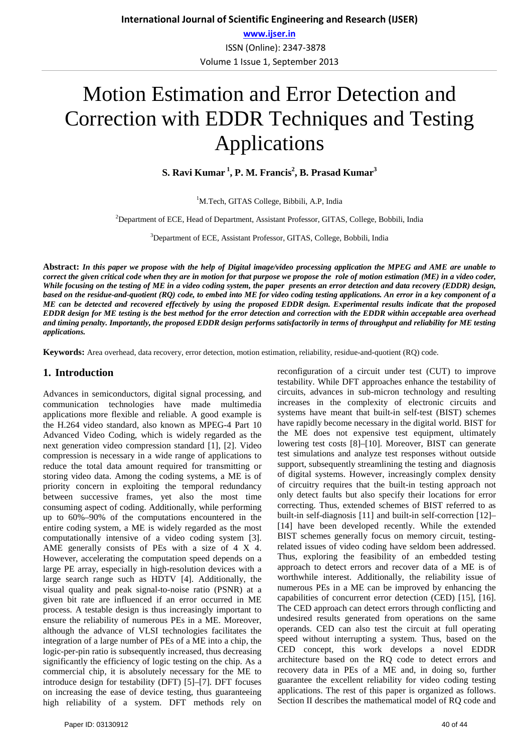# Motion Estimation and Error Detection and Correction with EDDR Techniques and Testing Applications

**S. Ravi Kumar [1], P. M. Francis[2], B. Prasad Kumar[3]**

[1]M.Tech, GITAS College, Bibbili, A.P, India

[2]Department of ECE, Head of Department, Assistant Professor, GITAS, College, Bobbili, India

[3]Department of ECE, Assistant Professor, GITAS, College, Bobbili, India

**Abstract:** ***In this paper we propose with the help of Digital image/video processing application the MPEG and AME are unable to correct the given critical code when they are in motion for that purpose we propose the role of motion estimation (ME) in a video coder, While focusing on the testing of ME in a video coding system, the paper presents an error detection and data recovery (EDDR) design, based on the residue-and-quotient (RQ) code, to embed into ME for video coding testing applications. An error in a key component of a ME can be detected and recovered effectively by using the proposed EDDR design. Experimental results indicate that the proposed EDDR design for ME testing is the best method for the error detection and correction with the EDDR within acceptable area overhead and timing penalty. Importantly, the proposed EDDR design performs satisfactorily in terms of throughput and reliability for ME testing applications.***

**Keywords:** Area overhead, data recovery, error detection, motion estimation, reliability, residue-and-quotient (RQ) code.

## 1. Introduction

Advances in semiconductors, digital signal processing, and communication technologies have made multimedia applications more flexible and reliable. A good example is the H.264 video standard, also known as MPEG-4 Part 10 Advanced Video Coding, which is widely regarded as the next generation video compression standard [1], [2]. Video compression is necessary in a wide range of applications to reduce the total data amount required for transmitting or storing video data. Among the coding systems, a ME is of priority concern in exploiting the temporal redundancy between successive frames, yet also the most time consuming aspect of coding. Additionally, while performing up to 60%–90% of the computations encountered in the entire coding system, a ME is widely regarded as the most computationally intensive of a video coding system [3]. AME generally consists of PEs with a size of 4 X 4. However, accelerating the computation speed depends on a large PE array, especially in high-resolution devices with a large search range such as HDTV [4]. Additionally, the visual quality and peak signal-to-noise ratio (PSNR) at a given bit rate are influenced if an error occurred in ME process. A testable design is thus increasingly important to ensure the reliability of numerous PEs in a ME. Moreover, although the advance of VLSI technologies facilitates the integration of a large number of PEs of a ME into a chip, the logic-per-pin ratio is subsequently increased, thus decreasing significantly the efficiency of logic testing on the chip. As a commercial chip, it is absolutely necessary for the ME to introduce design for testability (DFT) [5]–[7]. DFT focuses on increasing the ease of device testing, thus guaranteeing high reliability of a system. DFT methods rely on reconfiguration of a circuit under test (CUT) to improve testability. While DFT approaches enhance the testability of circuits, advances in sub-micron technology and resulting increases in the complexity of electronic circuits and systems have meant that built-in self-test (BIST) schemes have rapidly become necessary in the digital world. BIST for the ME does not expensive test equipment, ultimately lowering test costs [8]–[10]. Moreover, BIST can generate test simulations and analyze test responses without outside support, subsequently streamlining the testing and diagnosis of digital systems. However, increasingly complex density of circuitry requires that the built-in testing approach not only detect faults but also specify their locations for error correcting. Thus, extended schemes of BIST referred to as built-in self-diagnosis [11] and built-in self-correction [12]–[14] have been developed recently. While the extended BIST schemes generally focus on memory circuit, testing-related issues of video coding have seldom been addressed. Thus, exploring the feasibility of an embedded testing approach to detect errors and recover data of a ME is of worthwhile interest. Additionally, the reliability issue of numerous PEs in a ME can be improved by enhancing the capabilities of concurrent error detection (CED) [15], [16]. The CED approach can detect errors through conflicting and undesired results generated from operations on the same operands. CED can also test the circuit at full operating speed without interrupting a system. Thus, based on the CED concept, this work develops a novel EDDR architecture based on the RQ code to detect errors and recovery data in PEs of a ME and, in doing so, further guarantee the excellent reliability for video coding testing applications. The rest of this paper is organized as follows. Section II describes the mathematical model of RQ code and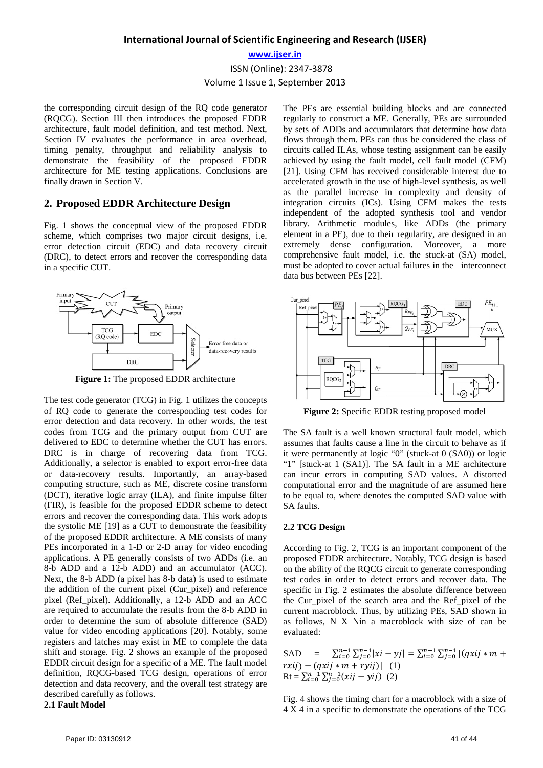the corresponding circuit design of the RQ code generator (RQCG). Section III then introduces the proposed EDDR architecture, fault model definition, and test method. Next, Section IV evaluates the performance in area overhead, timing penalty, throughput and reliability analysis to demonstrate the feasibility of the proposed EDDR architecture for ME testing applications. Conclusions are finally drawn in Section V.

## 2. Proposed EDDR Architecture Design

Fig. 1 shows the conceptual view of the proposed EDDR scheme, which comprises two major circuit designs, i.e. error detection circuit (EDC) and data recovery circuit (DRC), to detect errors and recover the corresponding data in a specific CUT.

**Figure 1:** The proposed EDDR architecture

The test code generator (TCG) in Fig. 1 utilizes the concepts of RQ code to generate the corresponding test codes for error detection and data recovery. In other words, the test codes from TCG and the primary output from CUT are delivered to EDC to determine whether the CUT has errors. DRC is in charge of recovering data from TCG. Additionally, a selector is enabled to export error-free data or data-recovery results. Importantly, an array-based computing structure, such as ME, discrete cosine transform (DCT), iterative logic array (ILA), and finite impulse filter (FIR), is feasible for the proposed EDDR scheme to detect errors and recover the corresponding data. This work adopts the systolic ME [19] as a CUT to demonstrate the feasibility of the proposed EDDR architecture. A ME consists of many PEs incorporated in a 1-D or 2-D array for video encoding applications. A PE generally consists of two ADDs (i.e. an 8-b ADD and a 12-b ADD) and an accumulator (ACC). Next, the 8-b ADD (a pixel has 8-b data) is used to estimate the addition of the current pixel (Cur_pixel) and reference pixel (Ref_pixel). Additionally, a 12-b ADD and an ACC are required to accumulate the results from the 8-b ADD in order to determine the sum of absolute difference (SAD) value for video encoding applications [20]. Notably, some registers and latches may exist in ME to complete the data shift and storage. Fig. 2 shows an example of the proposed EDDR circuit design for a specific of a ME. The fault model definition, RQCG-based TCG design, operations of error detection and data recovery, and the overall test strategy are described carefully as follows.

### 2.1 Fault Model

The PEs are essential building blocks and are connected regularly to construct a ME. Generally, PEs are surrounded by sets of ADDs and accumulators that determine how data flows through them. PEs can thus be considered the class of circuits called ILAs, whose testing assignment can be easily achieved by using the fault model, cell fault model (CFM) [21]. Using CFM has received considerable interest due to accelerated growth in the use of high-level synthesis, as well as the parallel increase in complexity and density of integration circuits (ICs). Using CFM makes the tests independent of the adopted synthesis tool and vendor library. Arithmetic modules, like ADDs (the primary element in a PE), due to their regularity, are designed in an extremely dense configuration. Moreover, a more comprehensive fault model, i.e. the stuck-at (SA) model, must be adopted to cover actual failures in the interconnect data bus between PEs [22].

**Figure 2:** Specific EDDR testing proposed model

The SA fault is a well known structural fault model, which assumes that faults cause a line in the circuit to behave as if it were permanently at logic "0" (stuck-at 0 (SA0)) or logic "1" [stuck-at 1 (SA1)]. The SA fault in a ME architecture can incur errors in computing SAD values. A distorted computational error and the magnitude of are assumed here to be equal to, where denotes the computed SAD value with SA faults.

### 2.2 TCG Design

According to Fig. 2, TCG is an important component of the proposed EDDR architecture. Notably, TCG design is based on the ability of the RQCG circuit to generate corresponding test codes in order to detect errors and recover data. The specific in Fig. 2 estimates the absolute difference between the Cur_pixel of the search area and the Ref_pixel of the current macroblock. Thus, by utilizing PEs, SAD shown in as follows, N X Nin a macroblock with size of can be evaluated:

$$\text{SAD} = \sum_{i=0}^{n-1}\sum_{j=0}^{n-1}|xi - yj| = \sum_{i=0}^{n-1}\sum_{j=0}^{n-1}|(qxij * m + rxij) - (qxij * m + ryij)| \quad (1)$$

$$\text{Rt} = \sum_{i=0}^{n-1}\sum_{j=0}^{n-1}(xij - yij) \quad (2)$$

Fig. 4 shows the timing chart for a macroblock with a size of 4 X 4 in a specific to demonstrate the operations of the TCG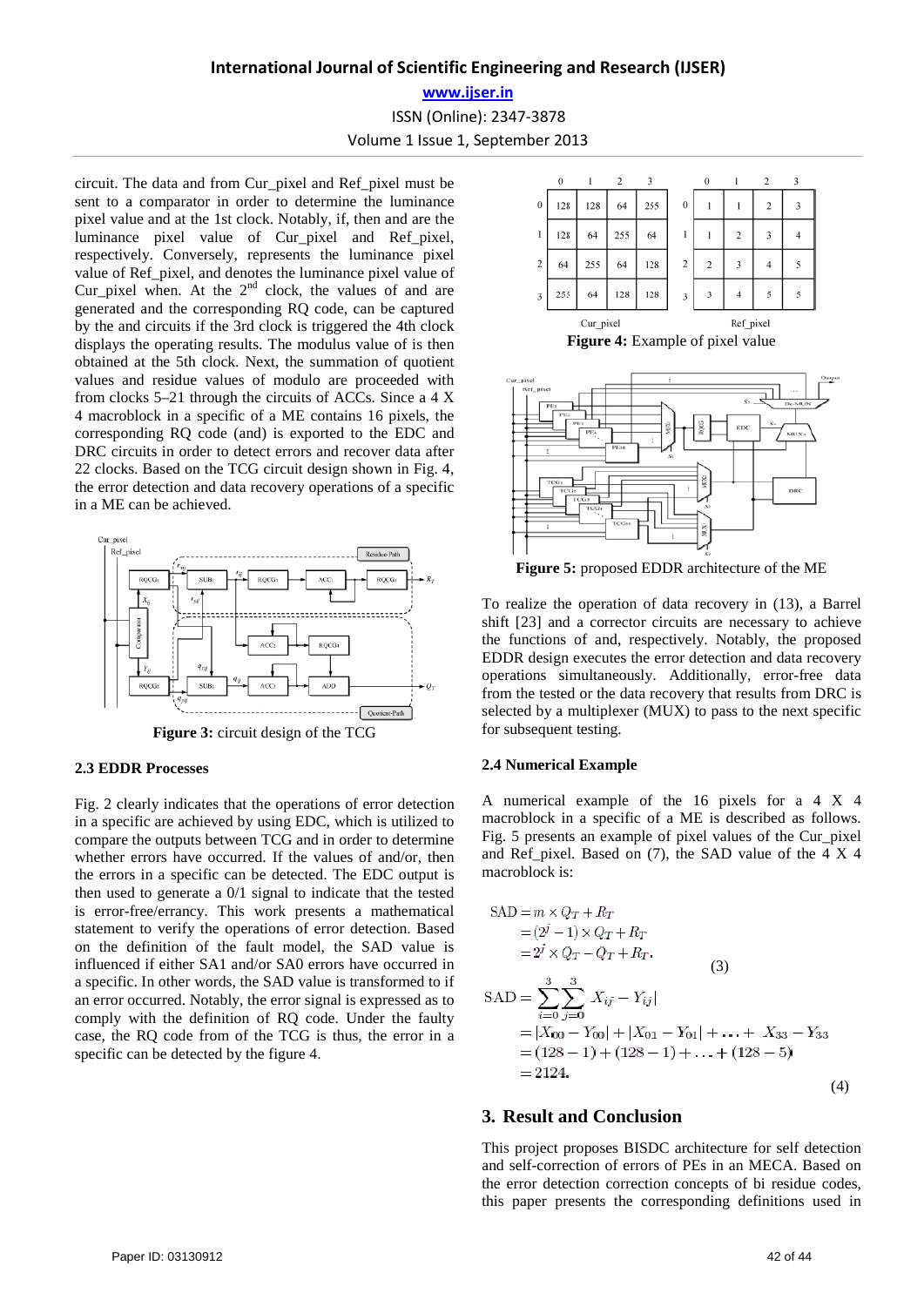circuit. The data and from Cur_pixel and Ref_pixel must be sent to a comparator in order to determine the luminance pixel value and at the 1st clock. Notably, if, then and are the luminance pixel value of Cur_pixel and Ref_pixel, respectively. Conversely, represents the luminance pixel value of Ref_pixel, and denotes the luminance pixel value of Cur_pixel when. At the 2[nd] clock, the values of and are generated and the corresponding RQ code, can be captured by the and circuits if the 3rd clock is triggered the 4th clock displays the operating results. The modulus value of is then obtained at the 5th clock. Next, the summation of quotient values and residue values of modulo are proceeded with from clocks 5–21 through the circuits of ACCs. Since a 4 X 4 macroblock in a specific of a ME contains 16 pixels, the corresponding RQ code (and) is exported to the EDC and DRC circuits in order to detect errors and recover data after 22 clocks. Based on the TCG circuit design shown in Fig. 4, the error detection and data recovery operations of a specific in a ME can be achieved.

**Figure 3:** circuit design of the TCG

### 2.3 EDDR Processes

Fig. 2 clearly indicates that the operations of error detection in a specific are achieved by using EDC, which is utilized to compare the outputs between TCG and in order to determine whether errors have occurred. If the values of and/or, then the errors in a specific can be detected. The EDC output is then used to generate a 0/1 signal to indicate that the tested is error-free/errancy. This work presents a mathematical statement to verify the operations of error detection. Based on the definition of the fault model, the SAD value is influenced if either SA1 and/or SA0 errors have occurred in a specific. In other words, the SAD value is transformed to if an error occurred. Notably, the error signal is expressed as to comply with the definition of RQ code. Under the faulty case, the RQ code from of the TCG is thus, the error in a specific can be detected by the figure 4.

| | 0 | 1 | 2 | 3 |
|---|---|---|---|---|
| 0 | 128 | 128 | 64 | 255 |
| 1 | 128 | 64 | 255 | 64 |
| 2 | 64 | 255 | 64 | 128 |
| 3 | 255 | 64 | 128 | 128 |

Cur_pixel

| | 0 | 1 | 2 | 3 |
|---|---|---|---|---|
| 0 | 1 | 1 | 2 | 3 |
| 1 | 1 | 2 | 3 | 4 |
| 2 | 2 | 3 | 4 | 5 |
| 3 | 3 | 4 | 5 | 5 |

Ref_pixel

**Figure 4:** Example of pixel value

**Figure 5:** proposed EDDR architecture of the ME

To realize the operation of data recovery in (13), a Barrel shift [23] and a corrector circuits are necessary to achieve the functions of and, respectively. Notably, the proposed EDDR design executes the error detection and data recovery operations simultaneously. Additionally, error-free data from the tested or the data recovery that results from DRC is selected by a multiplexer (MUX) to pass to the next specific for subsequent testing.

### 2.4 Numerical Example

A numerical example of the 16 pixels for a 4 X 4 macroblock in a specific of a ME is described as follows. Fig. 5 presents an example of pixel values of the Cur_pixel and Ref_pixel. Based on (7), the SAD value of the 4 X 4 macroblock is:

$$
\begin{aligned}
\text{SAD} &= m \times Q_T + R_T \\
&= (2^j - 1) \times Q_T + R_T \\
&= 2^j \times Q_T - Q_T + R_T.
\end{aligned} \tag{3}
$$

$$
\begin{aligned}
\text{SAD} &= \sum_{i=0}^{3}\sum_{j=0}^{3} X_{ij} - Y_{ij}| \\
&= |X_{00} - Y_{00}| + |X_{01} - Y_{01}| + \ldots + X_{33} - Y_{33} \\
&= (128 - 1) + (128 - 1) + \ldots + (128 - 5) \\
&= 2124.
\end{aligned} \tag{4}
$$

## 3. Result and Conclusion

This project proposes BISDC architecture for self detection and self-correction of errors of PEs in an MECA. Based on the error detection correction concepts of bi residue codes, this paper presents the corresponding definitions used in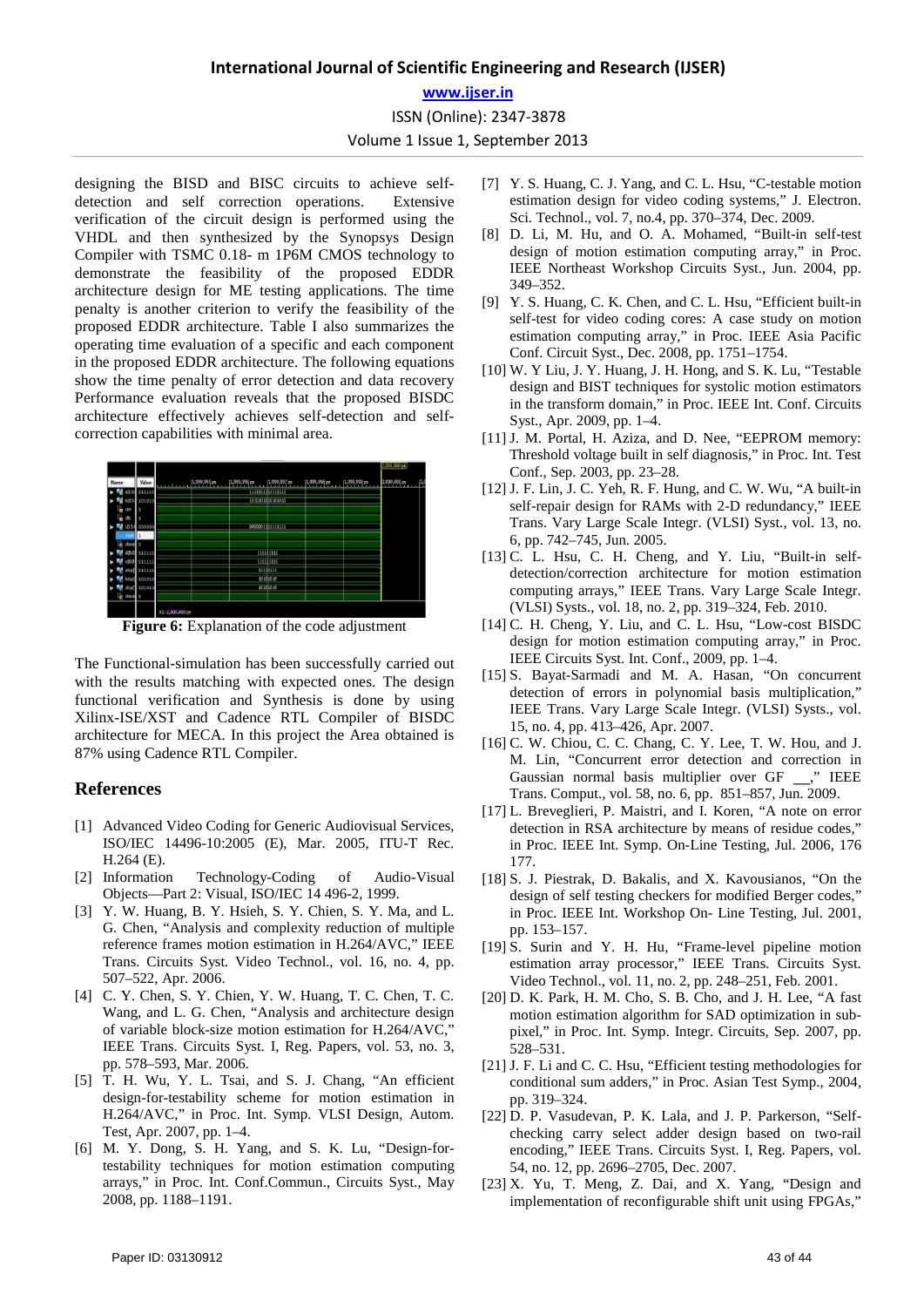designing the BISD and BISC circuits to achieve self-detection and self correction operations. Extensive verification of the circuit design is performed using the VHDL and then synthesized by the Synopsys Design Compiler with TSMC 0.18- m 1P6M CMOS technology to demonstrate the feasibility of the proposed EDDR architecture design for ME testing applications. The time penalty is another criterion to verify the feasibility of the proposed EDDR architecture. Table I also summarizes the operating time evaluation of a specific and each component in the proposed EDDR architecture. The following equations show the time penalty of error detection and data recovery Performance evaluation reveals that the proposed BISDC architecture effectively achieves self-detection and self-correction capabilities with minimal area.

**Figure 6:** Explanation of the code adjustment

The Functional-simulation has been successfully carried out with the results matching with expected ones. The design functional verification and Synthesis is done by using Xilinx-ISE/XST and Cadence RTL Compiler of BISDC architecture for MECA. In this project the Area obtained is 87% using Cadence RTL Compiler.

## References

[1] Advanced Video Coding for Generic Audiovisual Services, ISO/IEC 14496-10:2005 (E), Mar. 2005, ITU-T Rec. H.264 (E).

[2] Information Technology-Coding of Audio-Visual Objects—Part 2: Visual, ISO/IEC 14 496-2, 1999.

[3] Y. W. Huang, B. Y. Hsieh, S. Y. Chien, S. Y. Ma, and L. G. Chen, "Analysis and complexity reduction of multiple reference frames motion estimation in H.264/AVC," IEEE Trans. Circuits Syst. Video Technol., vol. 16, no. 4, pp. 507–522, Apr. 2006.

[4] C. Y. Chen, S. Y. Chien, Y. W. Huang, T. C. Chen, T. C. Wang, and L. G. Chen, "Analysis and architecture design of variable block-size motion estimation for H.264/AVC," IEEE Trans. Circuits Syst. I, Reg. Papers, vol. 53, no. 3, pp. 578–593, Mar. 2006.

[5] T. H. Wu, Y. L. Tsai, and S. J. Chang, "An efficient design-for-testability scheme for motion estimation in H.264/AVC," in Proc. Int. Symp. VLSI Design, Autom. Test, Apr. 2007, pp. 1–4.

[6] M. Y. Dong, S. H. Yang, and S. K. Lu, "Design-for-testability techniques for motion estimation computing arrays," in Proc. Int. Conf.Commun., Circuits Syst., May 2008, pp. 1188–1191.

[7] Y. S. Huang, C. J. Yang, and C. L. Hsu, "C-testable motion estimation design for video coding systems," J. Electron. Sci. Technol., vol. 7, no.4, pp. 370–374, Dec. 2009.

[8] D. Li, M. Hu, and O. A. Mohamed, "Built-in self-test design of motion estimation computing array," in Proc. IEEE Northeast Workshop Circuits Syst., Jun. 2004, pp. 349–352.

[9] Y. S. Huang, C. K. Chen, and C. L. Hsu, "Efficient built-in self-test for video coding cores: A case study on motion estimation computing array," in Proc. IEEE Asia Pacific Conf. Circuit Syst., Dec. 2008, pp. 1751–1754.

[10] W. Y Liu, J. Y. Huang, J. H. Hong, and S. K. Lu, "Testable design and BIST techniques for systolic motion estimators in the transform domain," in Proc. IEEE Int. Conf. Circuits Syst., Apr. 2009, pp. 1–4.

[11] J. M. Portal, H. Aziza, and D. Nee, "EEPROM memory: Threshold voltage built in self diagnosis," in Proc. Int. Test Conf., Sep. 2003, pp. 23–28.

[12] J. F. Lin, J. C. Yeh, R. F. Hung, and C. W. Wu, "A built-in self-repair design for RAMs with 2-D redundancy," IEEE Trans. Vary Large Scale Integr. (VLSI) Syst., vol. 13, no. 6, pp. 742–745, Jun. 2005.

[13] C. L. Hsu, C. H. Cheng, and Y. Liu, "Built-in self-detection/correction architecture for motion estimation computing arrays," IEEE Trans. Vary Large Scale Integr. (VLSI) Systs., vol. 18, no. 2, pp. 319–324, Feb. 2010.

[14] C. H. Cheng, Y. Liu, and C. L. Hsu, "Low-cost BISDC design for motion estimation computing array," in Proc. IEEE Circuits Syst. Int. Conf., 2009, pp. 1–4.

[15] S. Bayat-Sarmadi and M. A. Hasan, "On concurrent detection of errors in polynomial basis multiplication," IEEE Trans. Vary Large Scale Integr. (VLSI) Systs., vol. 15, no. 4, pp. 413–426, Apr. 2007.

[16] C. W. Chiou, C. C. Chang, C. Y. Lee, T. W. Hou, and J. M. Lin, "Concurrent error detection and correction in Gaussian normal basis multiplier over GF __," IEEE Trans. Comput., vol. 58, no. 6, pp. 851–857, Jun. 2009.

[17] L. Breveglieri, P. Maistri, and I. Koren, "A note on error detection in RSA architecture by means of residue codes," in Proc. IEEE Int. Symp. On-Line Testing, Jul. 2006, 176 177.

[18] S. J. Piestrak, D. Bakalis, and X. Kavousianos, "On the design of self testing checkers for modified Berger codes," in Proc. IEEE Int. Workshop On- Line Testing, Jul. 2001, pp. 153–157.

[19] S. Surin and Y. H. Hu, "Frame-level pipeline motion estimation array processor," IEEE Trans. Circuits Syst. Video Technol., vol. 11, no. 2, pp. 248–251, Feb. 2001.

[20] D. K. Park, H. M. Cho, S. B. Cho, and J. H. Lee, "A fast motion estimation algorithm for SAD optimization in sub-pixel," in Proc. Int. Symp. Integr. Circuits, Sep. 2007, pp. 528–531.

[21] J. F. Li and C. C. Hsu, "Efficient testing methodologies for conditional sum adders," in Proc. Asian Test Symp., 2004, pp. 319–324.

[22] D. P. Vasudevan, P. K. Lala, and J. P. Parkerson, "Self-checking carry select adder design based on two-rail encoding," IEEE Trans. Circuits Syst. I, Reg. Papers, vol. 54, no. 12, pp. 2696–2705, Dec. 2007.

[23] X. Yu, T. Meng, Z. Dai, and X. Yang, "Design and implementation of reconfigurable shift unit using FPGAs,"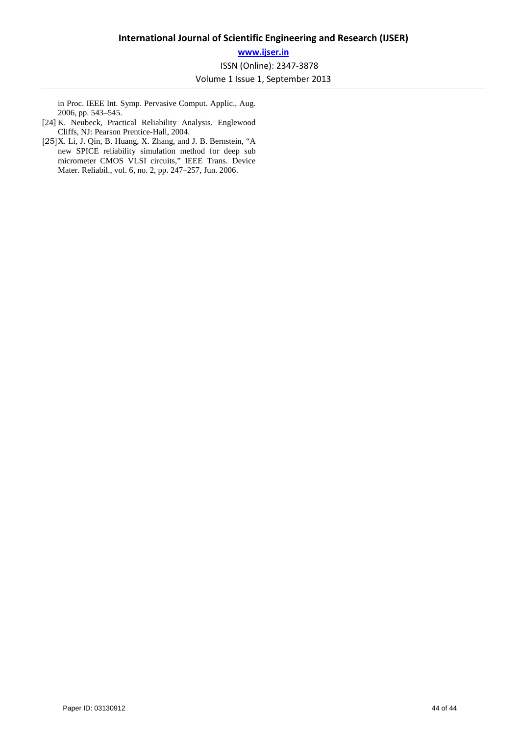in Proc. IEEE Int. Symp. Pervasive Comput. Applic., Aug. 2006, pp. 543–545.

[24] K. Neubeck, Practical Reliability Analysis. Englewood Cliffs, NJ: Pearson Prentice-Hall, 2004.

[25] X. Li, J. Qin, B. Huang, X. Zhang, and J. B. Bernstein, "A new SPICE reliability simulation method for deep sub micrometer CMOS VLSI circuits," IEEE Trans. Device Mater. Reliabil., vol. 6, no. 2, pp. 247–257, Jun. 2006.